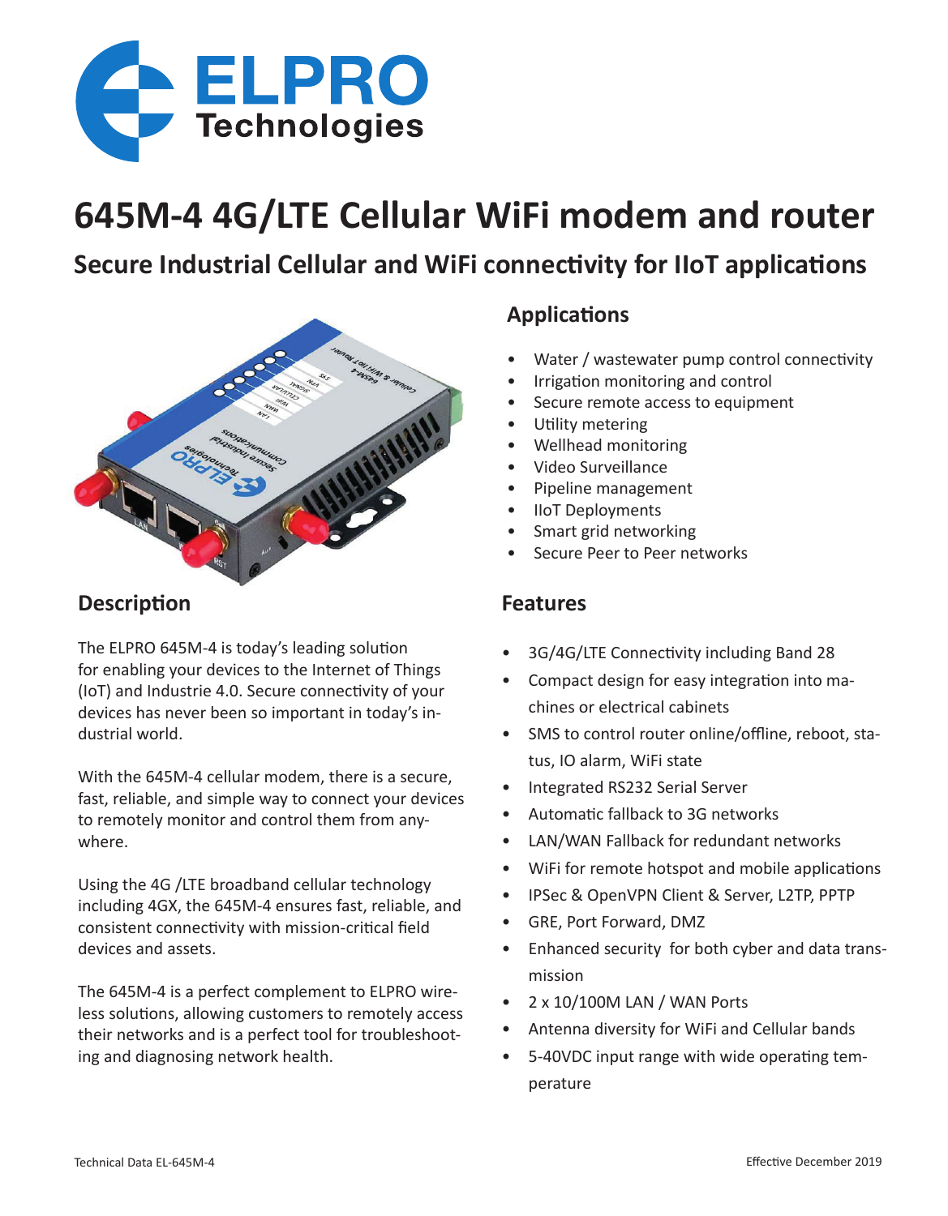# 645M-4 4G/LTE Cellular WiFi modem and router

## Secure Industrial Cellular and WiFi connectivity for IIoT applications

## Description

The ELPRO 645M-4 is today's leading solution for enabling your devices to the Internet of Things (IoT) and Industrie 4.0. Secure connectivity of your devices has never been so important in today's industrial world.

With the 645M-4 cellular modem, there is a secure, fast, reliable, and simple way to connect your devices to remotely monitor and control them from anywhere.

Using the 4G /LTE broadband cellular technology including 4GX, the 645M-4 ensures fast, reliable, and consistent connectivity with mission-critical field devices and assets.

The 645M-4 is a perfect complement to ELPRO wireless solutions, allowing customers to remotely access their networks and is a perfect tool for troubleshooting and diagnosing network health.

## Applications

- Water / wastewater pump control connectivity
- Irrigation monitoring and control
- Secure remote access to equipment
- Utility metering
- Wellhead monitoring
- Video Surveillance
- Pipeline management
- IIoT Deployments
- Smart grid networking
- Secure Peer to Peer networks

## Features

- 3G/4G/LTE Connectivity including Band 28
- Compact design for easy integration into machines or electrical cabinets
- SMS to control router online/offline, reboot, status, IO alarm, WiFi state
- Integrated RS232 Serial Server
- Automatic fallback to 3G networks
- LAN/WAN Fallback for redundant networks
- WiFi for remote hotspot and mobile applications
- IPSec & OpenVPN Client & Server, L2TP, PPTP
- GRE, Port Forward, DMZ
- Enhanced security for both cyber and data transmission
- 2 x 10/100M LAN / WAN Ports
- Antenna diversity for WiFi and Cellular bands
- 5-40VDC input range with wide operating temperature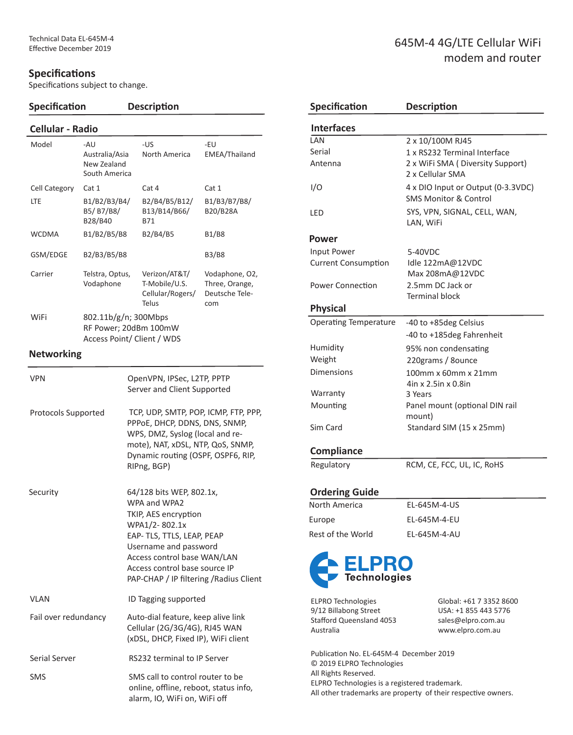Technical Data EL-645M-4
Effective December 2019

# 645M-4 4G/LTE Cellular WiFi modem and router

## Specifications

Specifications subject to change.

| Specification | Description | | |
|---|---|---|---|
| **Cellular - Radio** | | | |
| Model | -AU Australia/Asia New Zealand South America | -US North America | -EU EMEA/Thailand |
| Cell Category | Cat 1 | Cat 4 | Cat 1 |
| LTE | B1/B2/B3/B4/ B5/ B7/B8/ B28/B40 | B2/B4/B5/B12/ B13/B14/B66/ B71 | B1/B3/B7/B8/ B20/B28A |
| WCDMA | B1/B2/B5/B8 | B2/B4/B5 | B1/B8 |
| GSM/EDGE | B2/B3/B5/B8 | | B3/B8 |
| Carrier | Telstra, Optus, Vodaphone | Verizon/AT&T/ T-Mobile/U.S. Cellular/Rogers/ Telus | Vodaphone, O2, Three, Orange, Deutsche Telecom |
| WiFi | 802.11b/g/n; 300Mbps<br>RF Power; 20dBm 100mW<br>Access Point/ Client / WDS | | |

| Specification | Description |
|---|---|
| **Networking** | |
| VPN | OpenVPN, IPSec, L2TP, PPTP<br>Server and Client Supported |
| Protocols Supported | TCP, UDP, SMTP, POP, ICMP, FTP, PPP, PPPoE, DHCP, DDNS, DNS, SNMP, WPS, DMZ, Syslog (local and remote), NAT, xDSL, NTP, QoS, SNMP, Dynamic routing (OSPF, OSPF6, RIP, RIPng, BGP) |
| Security | 64/128 bits WEP, 802.1x,<br>WPA and WPA2<br>TKIP, AES encryption<br>WPA1/2- 802.1x<br>EAP- TLS, TTLS, LEAP, PEAP<br>Username and password<br>Access control base WAN/LAN<br>Access control base source IP<br>PAP-CHAP / IP filtering /Radius Client |
| VLAN | ID Tagging supported |
| Fail over redundancy | Auto-dial feature, keep alive link Cellular (2G/3G/4G), RJ45 WAN (xDSL, DHCP, Fixed IP), WiFi client |
| Serial Server | RS232 terminal to IP Server |
| SMS | SMS call to control router to be online, offline, reboot, status info, alarm, IO, WiFi on, WiFi off |

| Specification | Description |
|---|---|
| **Interfaces** | |
| LAN | 2 x 10/100M RJ45 |
| Serial | 1 x RS232 Terminal Interface |
| Antenna | 2 x WiFi SMA ( Diversity Support)<br>2 x Cellular SMA |
| I/O | 4 x DIO Input or Output (0-3.3VDC)<br>SMS Monitor & Control |
| LED | SYS, VPN, SIGNAL, CELL, WAN, LAN, WiFi |
| **Power** | |
| Input Power | 5-40VDC |
| Current Consumption | Idle 122mA@12VDC<br>Max 208mA@12VDC |
| Power Connection | 2.5mm DC Jack or<br>Terminal block |
| **Physical** | |
| Operating Temperature | -40 to +85deg Celsius<br>-40 to +185deg Fahrenheit |
| Humidity | 95% non condensating |
| Weight | 220grams / 8ounce |
| Dimensions | 100mm x 60mm x 21mm<br>4in x 2.5in x 0.8in |
| Warranty | 3 Years |
| Mounting | Panel mount (optional DIN rail mount) |
| Sim Card | Standard SIM (15 x 25mm) |
| **Compliance** | |
| Regulatory | RCM, CE, FCC, UL, IC, RoHS |

## Ordering Guide

| | |
|---|---|
| North America | EL-645M-4-US |
| Europe | EL-645M-4-EU |
| Rest of the World | EL-645M-4-AU |

ELPRO Technologies

ELPRO Technologies
9/12 Billabong Street
Stafford Queensland 4053
Australia

Global: +61 7 3352 8600
USA: +1 855 443 5776
sales@elpro.com.au
www.elpro.com.au

Publication No. EL-645M-4 December 2019
© 2019 ELPRO Technologies
All Rights Reserved.
ELPRO Technologies is a registered trademark.
All other trademarks are property of their respective owners.